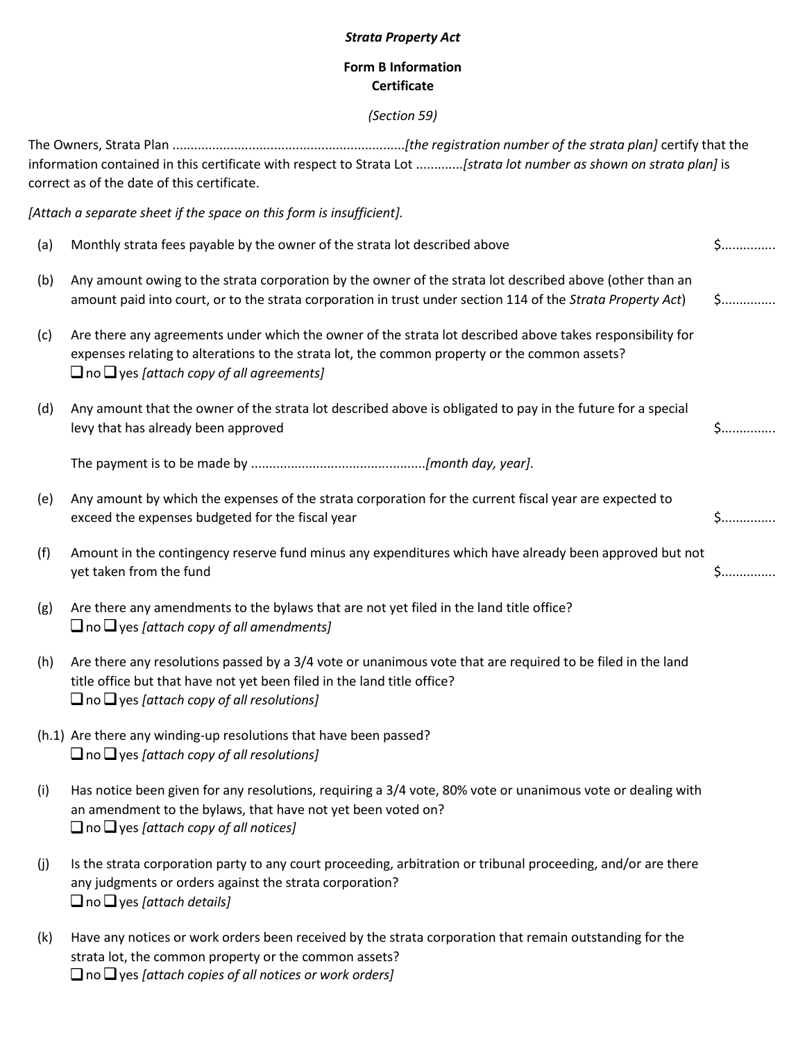***Strata Property Act***

**Form B Information Certificate**

*(Section 59)*

The Owners, Strata Plan ...............................................................*[the registration number of the strata plan]* certify that the information contained in this certificate with respect to Strata Lot ............*[strata lot number as shown on strata plan]* is correct as of the date of this certificate.

*[Attach a separate sheet if the space on this form is insufficient].*

(a) Monthly strata fees payable by the owner of the strata lot described above $..............

(b) Any amount owing to the strata corporation by the owner of the strata lot described above (other than an amount paid into court, or to the strata corporation in trust under section 114 of the *Strata Property Act*) $..............

(c) Are there any agreements under which the owner of the strata lot described above takes responsibility for expenses relating to alterations to the strata lot, the common property or the common assets?
❑ no ❑ yes *[attach copy of all agreements]*

(d) Any amount that the owner of the strata lot described above is obligated to pay in the future for a special levy that has already been approved $..............

The payment is to be made by ...............................................*[month day, year]*.

(e) Any amount by which the expenses of the strata corporation for the current fiscal year are expected to exceed the expenses budgeted for the fiscal year $..............

(f) Amount in the contingency reserve fund minus any expenditures which have already been approved but not yet taken from the fund $..............

(g) Are there any amendments to the bylaws that are not yet filed in the land title office?
❑ no ❑ yes *[attach copy of all amendments]*

(h) Are there any resolutions passed by a 3/4 vote or unanimous vote that are required to be filed in the land title office but that have not yet been filed in the land title office?
❑ no ❑ yes *[attach copy of all resolutions]*

(h.1) Are there any winding-up resolutions that have been passed?
❑ no ❑ yes *[attach copy of all resolutions]*

(i) Has notice been given for any resolutions, requiring a 3/4 vote, 80% vote or unanimous vote or dealing with an amendment to the bylaws, that have not yet been voted on?
❑ no ❑ yes *[attach copy of all notices]*

(j) Is the strata corporation party to any court proceeding, arbitration or tribunal proceeding, and/or are there any judgments or orders against the strata corporation?
❑ no ❑ yes *[attach details]*

(k) Have any notices or work orders been received by the strata corporation that remain outstanding for the strata lot, the common property or the common assets?
❑ no ❑ yes *[attach copies of all notices or work orders]*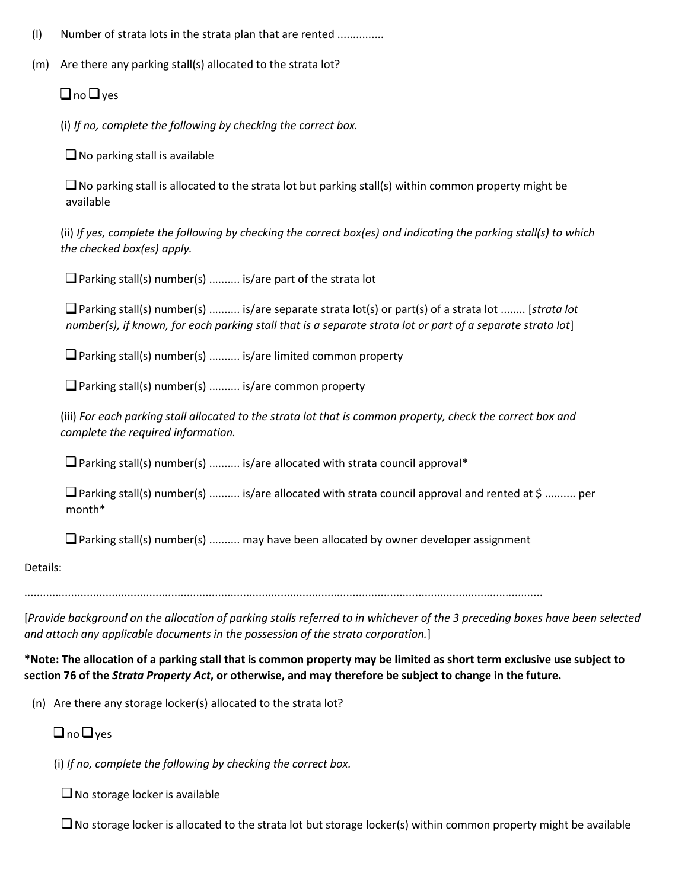(l) Number of strata lots in the strata plan that are rented ..............

(m) Are there any parking stall(s) allocated to the strata lot?

❑ no ❑ yes

(i) *If no, complete the following by checking the correct box.*

❑ No parking stall is available

❑ No parking stall is allocated to the strata lot but parking stall(s) within common property might be available

(ii) *If yes, complete the following by checking the correct box(es) and indicating the parking stall(s) to which the checked box(es) apply.*

❑ Parking stall(s) number(s) ......... is/are part of the strata lot

❑ Parking stall(s) number(s) ......... is/are separate strata lot(s) or part(s) of a strata lot ........ [*strata lot number(s), if known, for each parking stall that is a separate strata lot or part of a separate strata lot*]

❑ Parking stall(s) number(s) ......... is/are limited common property

❑ Parking stall(s) number(s) ......... is/are common property

(iii) *For each parking stall allocated to the strata lot that is common property, check the correct box and complete the required information.*

❑ Parking stall(s) number(s) ......... is/are allocated with strata council approval*

❑ Parking stall(s) number(s) ......... is/are allocated with strata council approval and rented at $ ......... per month*

❑ Parking stall(s) number(s) ......... may have been allocated by owner developer assignment

Details:

..................................................................................................................................................................

[*Provide background on the allocation of parking stalls referred to in whichever of the 3 preceding boxes have been selected and attach any applicable documents in the possession of the strata corporation.*]

**\*Note: The allocation of a parking stall that is common property may be limited as short term exclusive use subject to section 76 of the *Strata Property Act*, or otherwise, and may therefore be subject to change in the future.**

(n) Are there any storage locker(s) allocated to the strata lot?

❑ no ❑ yes

(i) *If no, complete the following by checking the correct box.*

❑ No storage locker is available

❑ No storage locker is allocated to the strata lot but storage locker(s) within common property might be available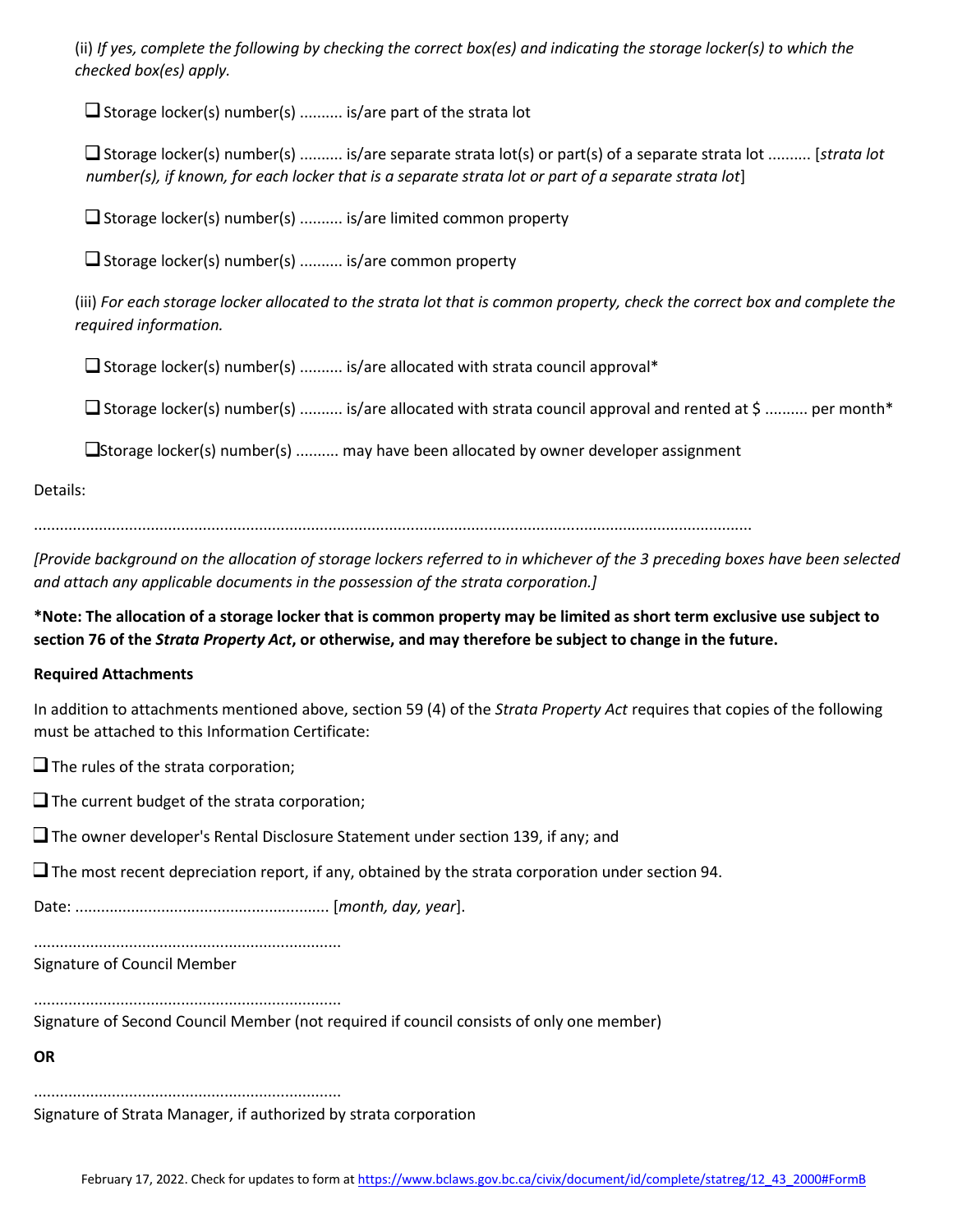(ii) *If yes, complete the following by checking the correct box(es) and indicating the storage locker(s) to which the checked box(es) apply.*

❑ Storage locker(s) number(s) .......... is/are part of the strata lot

❑ Storage locker(s) number(s) .......... is/are separate strata lot(s) or part(s) of a separate strata lot .......... [*strata lot number(s), if known, for each locker that is a separate strata lot or part of a separate strata lot*]

❑ Storage locker(s) number(s) .......... is/are limited common property

❑ Storage locker(s) number(s) .......... is/are common property

(iii) *For each storage locker allocated to the strata lot that is common property, check the correct box and complete the required information.*

❑ Storage locker(s) number(s) .......... is/are allocated with strata council approval*

❑ Storage locker(s) number(s) .......... is/are allocated with strata council approval and rented at $ .......... per month*

❑ Storage locker(s) number(s) .......... may have been allocated by owner developer assignment

Details:

.......................................................................................................................................................

*[Provide background on the allocation of storage lockers referred to in whichever of the 3 preceding boxes have been selected and attach any applicable documents in the possession of the strata corporation.]*

**\*Note: The allocation of a storage locker that is common property may be limited as short term exclusive use subject to section 76 of the *Strata Property Act*, or otherwise, and may therefore be subject to change in the future.**

**Required Attachments**

In addition to attachments mentioned above, section 59 (4) of the *Strata Property Act* requires that copies of the following must be attached to this Information Certificate:

❑ The rules of the strata corporation;

❑ The current budget of the strata corporation;

❑ The owner developer's Rental Disclosure Statement under section 139, if any; and

❑ The most recent depreciation report, if any, obtained by the strata corporation under section 94.

Date: .......................................................... [*month, day, year*].

......................................................................
Signature of Council Member

......................................................................
Signature of Second Council Member (not required if council consists of only one member)

**OR**

......................................................................
Signature of Strata Manager, if authorized by strata corporation

February 17, 2022. Check for updates to form at https://www.bclaws.gov.bc.ca/civix/document/id/complete/statreg/12_43_2000#FormB